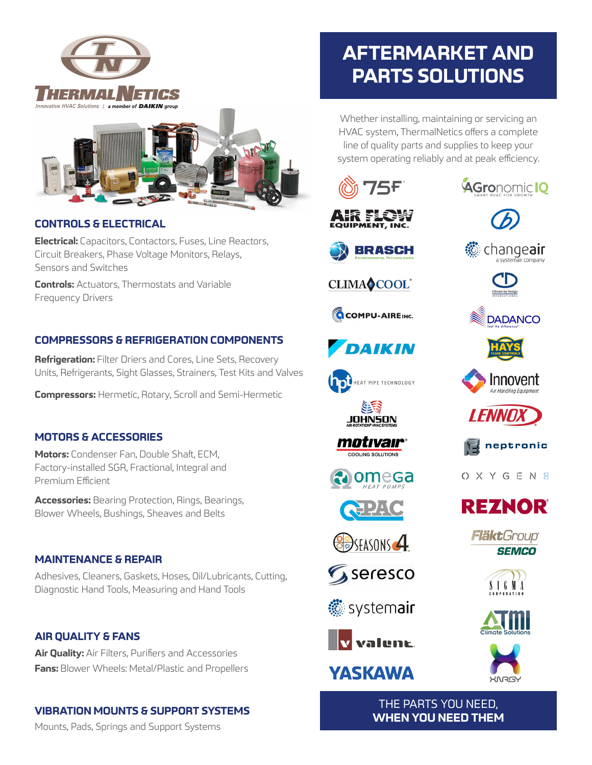THERMALNETICS

*Innovative HVAC Solutions | a member of DAIKIN group*

## CONTROLS & ELECTRICAL

**Electrical:** Capacitors, Contactors, Fuses, Line Reactors, Circuit Breakers, Phase Voltage Monitors, Relays, Sensors and Switches

**Controls:** Actuators, Thermostats and Variable Frequency Drivers

## COMPRESSORS & REFRIGERATION COMPONENTS

**Refrigeration:** Filter Driers and Cores, Line Sets, Recovery Units, Refrigerants, Sight Glasses, Strainers, Test Kits and Valves

**Compressors:** Hermetic, Rotary, Scroll and Semi-Hermetic

## MOTORS & ACCESSORIES

**Motors:** Condenser Fan, Double Shaft, ECM, Factory-installed SGR, Fractional, Integral and Premium Efficient

**Accessories:** Bearing Protection, Rings, Bearings, Blower Wheels, Bushings, Sheaves and Belts

## MAINTENANCE & REPAIR

Adhesives, Cleaners, Gaskets, Hoses, Oil/Lubricants, Cutting, Diagnostic Hand Tools, Measuring and Hand Tools

## AIR QUALITY & FANS

**Air Quality:** Air Filters, Purifiers and Accessories

**Fans:** Blower Wheels: Metal/Plastic and Propellers

## VIBRATION MOUNTS & SUPPORT SYSTEMS

Mounts, Pads, Springs and Support Systems

# AFTERMARKET AND PARTS SOLUTIONS

Whether installing, maintaining or servicing an HVAC system, ThermalNetics offers a complete line of quality parts and supplies to keep your system operating reliably and at peak efficiency.

75F, AGronomicIQ, Air Flow Equipment, Inc., Brasch Environmental Technologies, changeair (a systemair company), Clima-Cool, Climate by Design International, Compu-Aire Inc., Dadanco, Daikin, Hays Fluid Controls, HPT Heat Pipe Technology, Innovent Air Handling Equipment, Johnson Air-Rotation HVAC Systems, Lennox, Motivair Cooling Solutions, Neptronic, Omega Heat Pumps, Oxygen8, Q-PAC, Reznor, Seasons 4, FläktGroup SEMCO, Seresco, Sigma Corporation, Systemair, ATMI Climate Solutions, Valent, XNRGY, Yaskawa

**THE PARTS YOU NEED, WHEN YOU NEED THEM**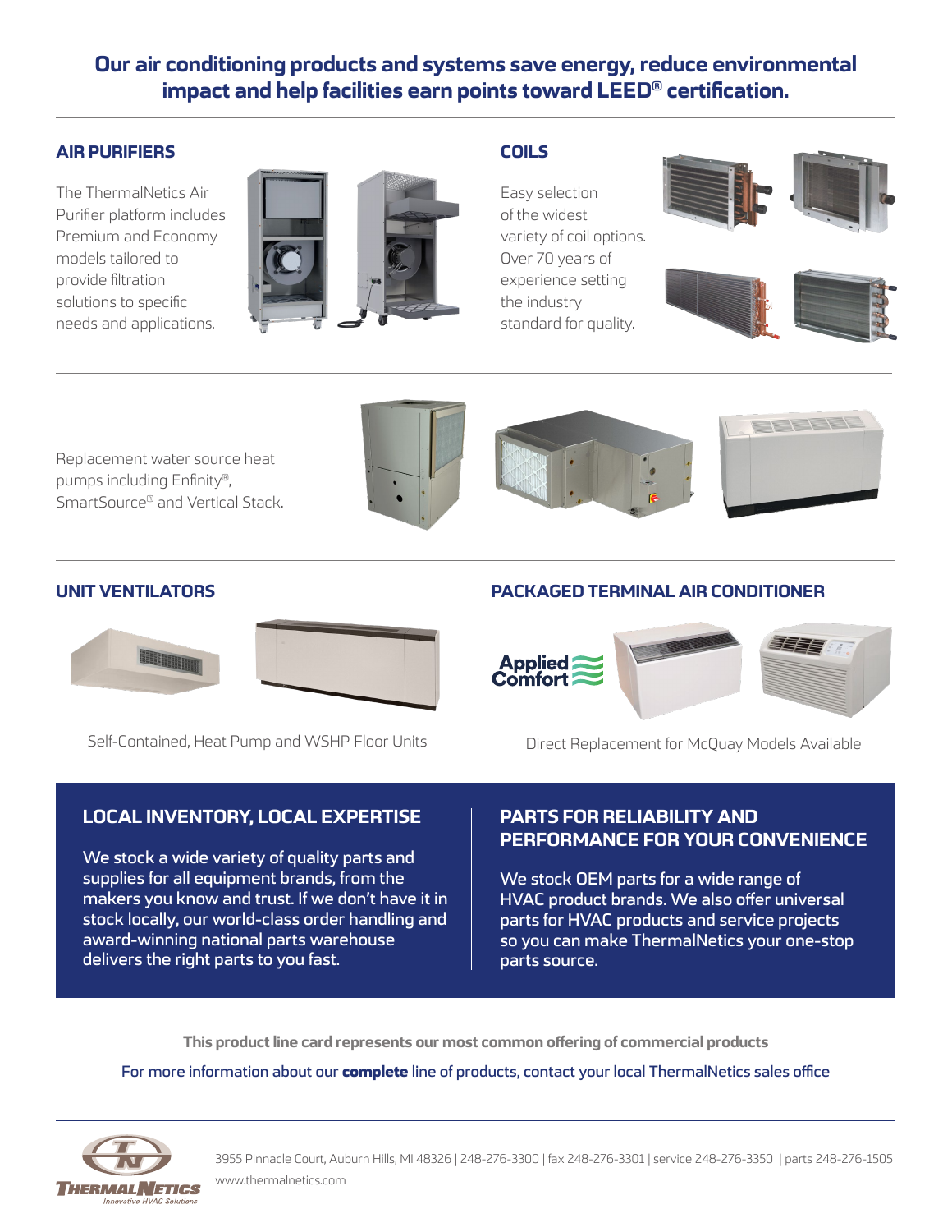## Our air conditioning products and systems save energy, reduce environmental impact and help facilities earn points toward LEED® certification.

### AIR PURIFIERS

The ThermalNetics Air Purifier platform includes Premium and Economy models tailored to provide filtration solutions to specific needs and applications.

### COILS

Easy selection of the widest variety of coil options. Over 70 years of experience setting the industry standard for quality.

Replacement water source heat pumps including Enfinity®, SmartSource® and Vertical Stack.

### UNIT VENTILATORS

Self-Contained, Heat Pump and WSHP Floor Units

### PACKAGED TERMINAL AIR CONDITIONER

Applied Comfort

Direct Replacement for McQuay Models Available

### LOCAL INVENTORY, LOCAL EXPERTISE

We stock a wide variety of quality parts and supplies for all equipment brands, from the makers you know and trust. If we don't have it in stock locally, our world-class order handling and award-winning national parts warehouse delivers the right parts to you fast.

### PARTS FOR RELIABILITY AND PERFORMANCE FOR YOUR CONVENIENCE

We stock OEM parts for a wide range of HVAC product brands. We also offer universal parts for HVAC products and service projects so you can make ThermalNetics your one-stop parts source.

**This product line card represents our most common offering of commercial products**

For more information about our **complete** line of products, contact your local ThermalNetics sales office

ThermalNetics *Innovative HVAC Solutions*

3955 Pinnacle Court, Auburn Hills, MI 48326 | 248-276-3300 | fax 248-276-3301 | service 248-276-3350 | parts 248-276-1505

www.thermalnetics.com